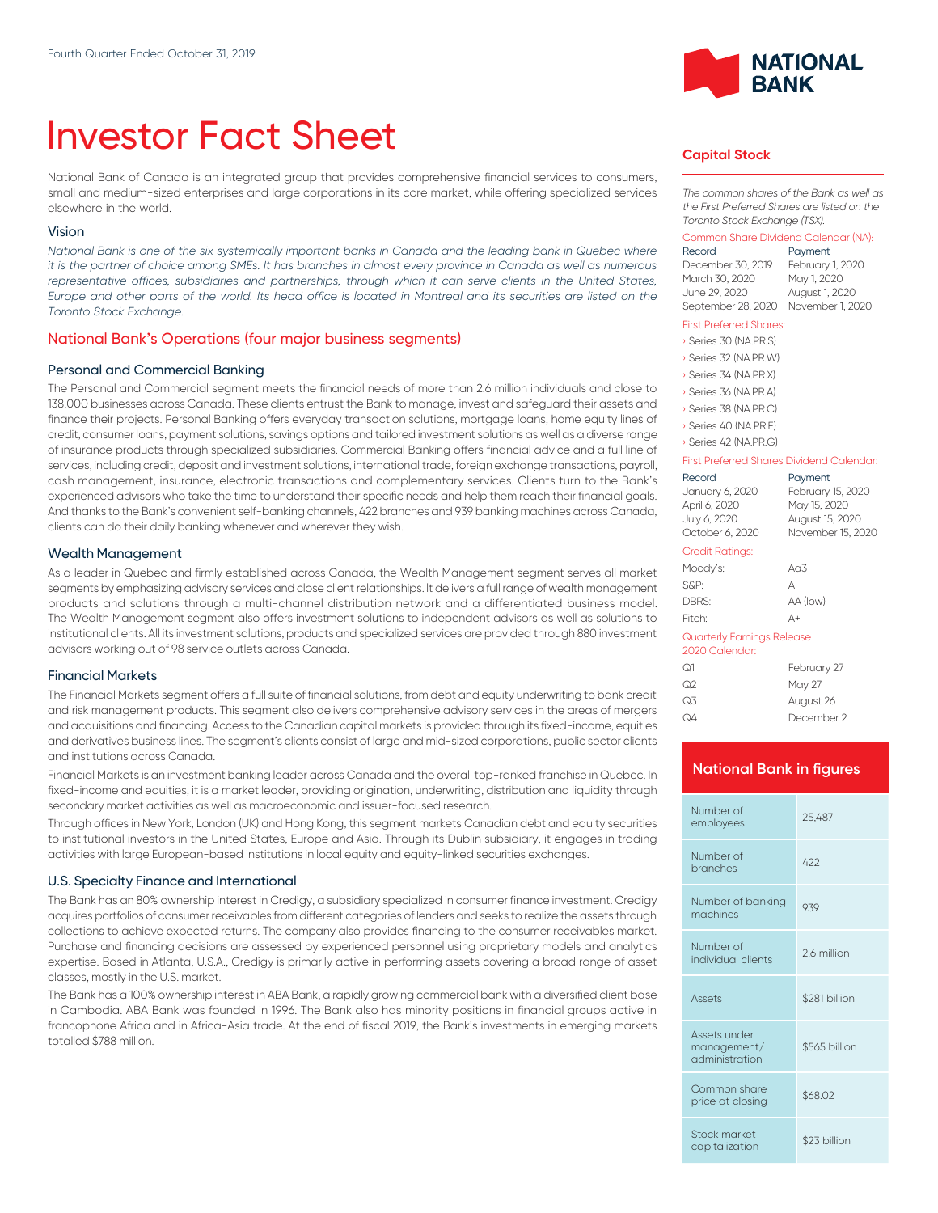Fourth Quarter Ended October 31, 2019

# Investor Fact Sheet

National Bank of Canada is an integrated group that provides comprehensive financial services to consumers, small and medium-sized enterprises and large corporations in its core market, while offering specialized services elsewhere in the world.

### Vision

*National Bank is one of the six systemically important banks in Canada and the leading bank in Quebec where it is the partner of choice among SMEs. It has branches in almost every province in Canada as well as numerous representative offices, subsidiaries and partnerships, through which it can serve clients in the United States, Europe and other parts of the world. Its head office is located in Montreal and its securities are listed on the Toronto Stock Exchange.*

## National Bank's Operations (four major business segments)

### Personal and Commercial Banking

The Personal and Commercial segment meets the financial needs of more than 2.6 million individuals and close to 138,000 businesses across Canada. These clients entrust the Bank to manage, invest and safeguard their assets and finance their projects. Personal Banking offers everyday transaction solutions, mortgage loans, home equity lines of credit, consumer loans, payment solutions, savings options and tailored investment solutions as well as a diverse range of insurance products through specialized subsidiaries. Commercial Banking offers financial advice and a full line of services, including credit, deposit and investment solutions, international trade, foreign exchange transactions, payroll, cash management, insurance, electronic transactions and complementary services. Clients turn to the Bank's experienced advisors who take the time to understand their specific needs and help them reach their financial goals. And thanks to the Bank's convenient self-banking channels, 422 branches and 939 banking machines across Canada, clients can do their daily banking whenever and wherever they wish.

### Wealth Management

As a leader in Quebec and firmly established across Canada, the Wealth Management segment serves all market segments by emphasizing advisory services and close client relationships. It delivers a full range of wealth management products and solutions through a multi-channel distribution network and a differentiated business model. The Wealth Management segment also offers investment solutions to independent advisors as well as solutions to institutional clients. All its investment solutions, products and specialized services are provided through 880 investment advisors working out of 98 service outlets across Canada.

### Financial Markets

The Financial Markets segment offers a full suite of financial solutions, from debt and equity underwriting to bank credit and risk management products. This segment also delivers comprehensive advisory services in the areas of mergers and acquisitions and financing. Access to the Canadian capital markets is provided through its fixed-income, equities and derivatives business lines. The segment's clients consist of large and mid-sized corporations, public sector clients and institutions across Canada.

Financial Markets is an investment banking leader across Canada and the overall top-ranked franchise in Quebec. In fixed-income and equities, it is a market leader, providing origination, underwriting, distribution and liquidity through secondary market activities as well as macroeconomic and issuer-focused research.

Through offices in New York, London (UK) and Hong Kong, this segment markets Canadian debt and equity securities to institutional investors in the United States, Europe and Asia. Through its Dublin subsidiary, it engages in trading activities with large European-based institutions in local equity and equity-linked securities exchanges.

### U.S. Specialty Finance and International

The Bank has an 80% ownership interest in Credigy, a subsidiary specialized in consumer finance investment. Credigy acquires portfolios of consumer receivables from different categories of lenders and seeks to realize the assets through collections to achieve expected returns. The company also provides financing to the consumer receivables market. Purchase and financing decisions are assessed by experienced personnel using proprietary models and analytics expertise. Based in Atlanta, U.S.A., Credigy is primarily active in performing assets covering a broad range of asset classes, mostly in the U.S. market.

The Bank has a 100% ownership interest in ABA Bank, a rapidly growing commercial bank with a diversified client base in Cambodia. ABA Bank was founded in 1996. The Bank also has minority positions in financial groups active in francophone Africa and in Africa-Asia trade. At the end of fiscal 2019, the Bank's investments in emerging markets totalled $788 million.

## Capital Stock

*The common shares of the Bank as well as the First Preferred Shares are listed on the Toronto Stock Exchange (TSX).*

Common Share Dividend Calendar (NA):

| Record | Payment |
|---|---|
| December 30, 2019 | February 1, 2020 |
| March 30, 2020 | May 1, 2020 |
| June 29, 2020 | August 1, 2020 |
| September 28, 2020 | November 1, 2020 |

First Preferred Shares:

- Series 30 (NA.PR.S)
- Series 32 (NA.PR.W)
- Series 34 (NA.PR.X)
- Series 36 (NA.PR.A)
- Series 38 (NA.PR.C)
- Series 40 (NA.PR.E)
- Series 42 (NA.PR.G)

First Preferred Shares Dividend Calendar:

| Record | Payment |
|---|---|
| January 6, 2020 | February 15, 2020 |
| April 6, 2020 | May 15, 2020 |
| July 6, 2020 | August 15, 2020 |
| October 6, 2020 | November 15, 2020 |

Credit Ratings:

| | |
|---|---|
| Moody's: | Aa3 |
| S&P: | A |
| DBRS: | AA (low) |
| Fitch: | A+ |

Quarterly Earnings Release 2020 Calendar:

| | |
|---|---|
| Q1 | February 27 |
| Q2 | May 27 |
| Q3 | August 26 |
| Q4 | December 2 |

## National Bank in figures

| | |
|---|---|
| Number of employees | 25,487 |
| Number of branches | 422 |
| Number of banking machines | 939 |
| Number of individual clients | 2.6 million |
| Assets | $281 billion |
| Assets under management/administration | $565 billion |
| Common share price at closing | $68.02 |
| Stock market capitalization | $23 billion |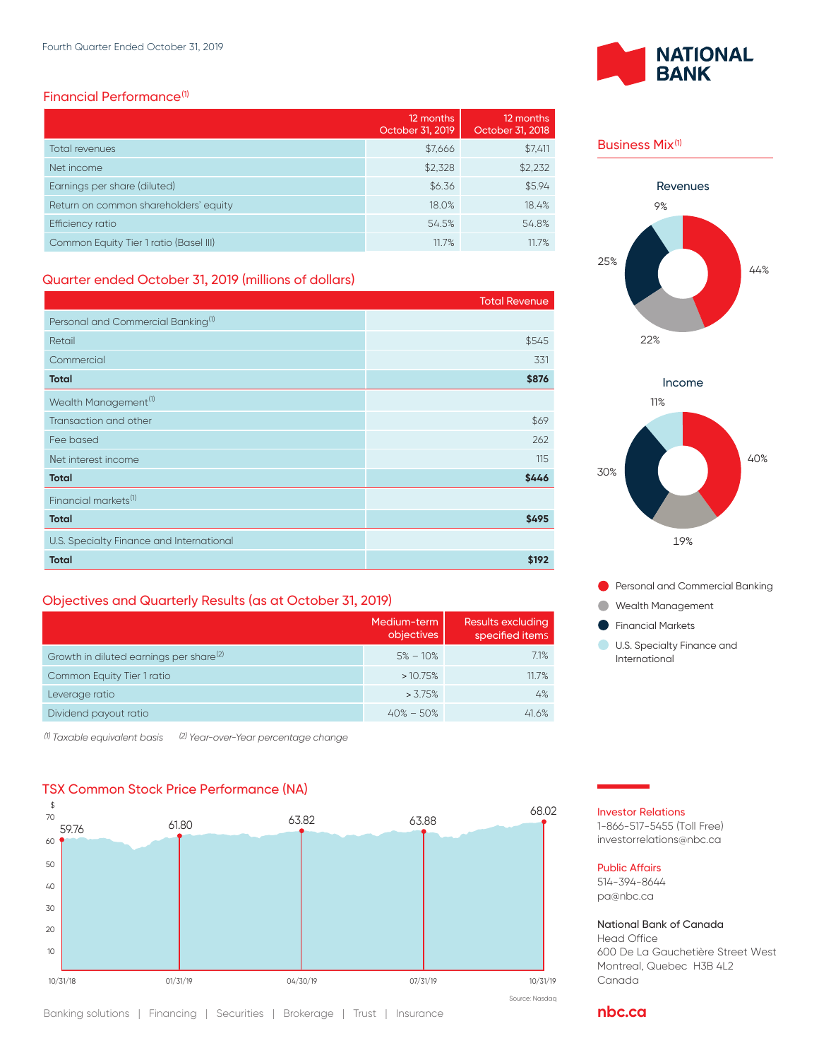Fourth Quarter Ended October 31, 2019

NATIONAL BANK

## Financial Performance[1]

| | 12 months October 31, 2019 | 12 months October 31, 2018 |
|---|---|---|
| Total revenues | $7,666 | $7,411 |
| Net income | $2,328 | $2,232 |
| Earnings per share (diluted) | $6.36 | $5.94 |
| Return on common shareholders' equity | 18.0% | 18.4% |
| Efficiency ratio | 54.5% | 54.8% |
| Common Equity Tier 1 ratio (Basel III) | 11.7% | 11.7% |

## Quarter ended October 31, 2019 (millions of dollars)

| | Total Revenue |
|---|---|
| Personal and Commercial Banking[1] | |
| Retail | $545 |
| Commercial | 331 |
| **Total** | **$876** |
| Wealth Management[1] | |
| Transaction and other | $69 |
| Fee based | 262 |
| Net interest income | 115 |
| **Total** | **$446** |
| Financial markets[1] | |
| **Total** | **$495** |
| U.S. Specialty Finance and International | |
| **Total** | **$192** |

## Objectives and Quarterly Results (as at October 31, 2019)

| | Medium-term objectives | Results excluding specified items |
|---|---|---|
| Growth in diluted earnings per share[2] | 5% – 10% | 7.1% |
| Common Equity Tier 1 ratio | > 10.75% | 11.7% |
| Leverage ratio | > 3.75% | 4% |
| Dividend payout ratio | 40% – 50% | 41.6% |

*[1] Taxable equivalent basis* *[2] Year-over-Year percentage change*

## Business Mix[1]

Revenues

9%
25%
44%
22%

Income

11%
30%
40%
19%

Personal and Commercial Banking
Wealth Management
Financial Markets
U.S. Specialty Finance and International

## TSX Common Stock Price Performance (NA)

$
70
60
50
40
30
20
10

59.76
61.80
63.82
63.88
68.02

10/31/18
01/31/19
04/30/19
07/31/19
10/31/19

Source: Nasdaq

Investor Relations
1-866-517-5455 (Toll Free)
investorrelations@nbc.ca

Public Affairs
514-394-8644
pa@nbc.ca

National Bank of Canada
Head Office
600 De La Gauchetière Street West
Montreal, Quebec H3B 4L2
Canada

Banking solutions | Financing | Securities | Brokerage | Trust | Insurance

nbc.ca